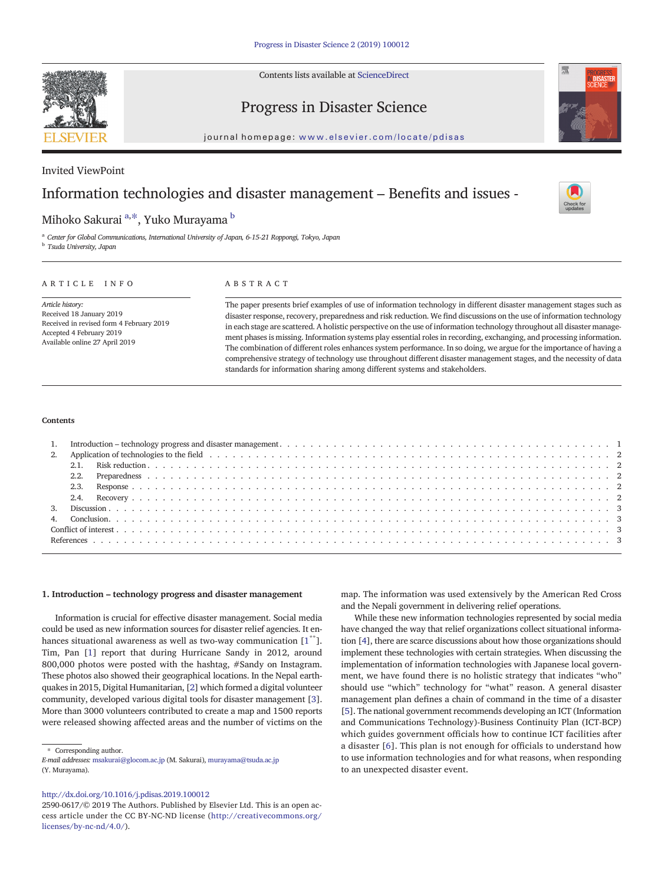Contents lists available at ScienceDirect

# Progress in Disaster Science

journal homepage: www.elsevier.com/locate/pdisas

Invited ViewPoint

# Information technologies and disaster management – Benefits and issues -

Mihoko Sakurai [a,*], Yuko Murayama [b]

[a] Center for Global Communications, International University of Japan, 6-15-21 Roppongi, Tokyo, Japan
[b] Tsuda University, Japan

**ARTICLE INFO**

*Article history:*
Received 18 January 2019
Received in revised form 4 February 2019
Accepted 4 February 2019
Available online 27 April 2019

**ABSTRACT**

The paper presents brief examples of use of information technology in different disaster management stages such as disaster response, recovery, preparedness and risk reduction. We find discussions on the use of information technology in each stage are scattered. A holistic perspective on the use of information technology throughout all disaster management phases is missing. Information systems play essential roles in recording, exchanging, and processing information. The combination of different roles enhances system performance. In so doing, we argue for the importance of having a comprehensive strategy of technology use throughout different disaster management stages, and the necessity of data standards for information sharing among different systems and stakeholders.

**Contents**

1. Introduction – technology progress and disaster management . . . 1
2. Application of technologies to the field . . . 2
   2.1. Risk reduction . . . 2
   2.2. Preparedness . . . 2
   2.3. Response . . . 2
   2.4. Recovery . . . 2
3. Discussion . . . 3
4. Conclusion. . . . 3

Conflict of interest . . . 3
References . . . 3

## 1. Introduction – technology progress and disaster management

Information is crucial for effective disaster management. Social media could be used as new information sources for disaster relief agencies. It enhances situational awareness as well as two-way communication [1**]. Tim, Pan [1] report that during Hurricane Sandy in 2012, around 800,000 photos were posted with the hashtag, #Sandy on Instagram. These photos also showed their geographical locations. In the Nepal earthquakes in 2015, Digital Humanitarian, [2] which formed a digital volunteer community, developed various digital tools for disaster management [3]. More than 3000 volunteers contributed to create a map and 1500 reports were released showing affected areas and the number of victims on the map. The information was used extensively by the American Red Cross and the Nepali government in delivering relief operations.

While these new information technologies represented by social media have changed the way that relief organizations collect situational information [4], there are scarce discussions about how those organizations should implement these technologies with certain strategies. When discussing the implementation of information technologies with Japanese local government, we have found there is no holistic strategy that indicates "who" should use "which" technology for "what" reason. A general disaster management plan defines a chain of command in the time of a disaster [5]. The national government recommends developing an ICT (Information and Communications Technology)-Business Continuity Plan (ICT-BCP) which guides government officials how to continue ICT facilities after a disaster [6]. This plan is not enough for officials to understand how to use information technologies and for what reasons, when responding to an unexpected disaster event.

* Corresponding author.
*E-mail addresses:* msakurai@glocom.ac.jp (M. Sakurai), murayama@tsuda.ac.jp (Y. Murayama).

http://dx.doi.org/10.1016/j.pdisas.2019.100012
2590-0617/© 2019 The Authors. Published by Elsevier Ltd. This is an open access article under the CC BY-NC-ND license (http://creativecommons.org/licenses/by-nc-nd/4.0/).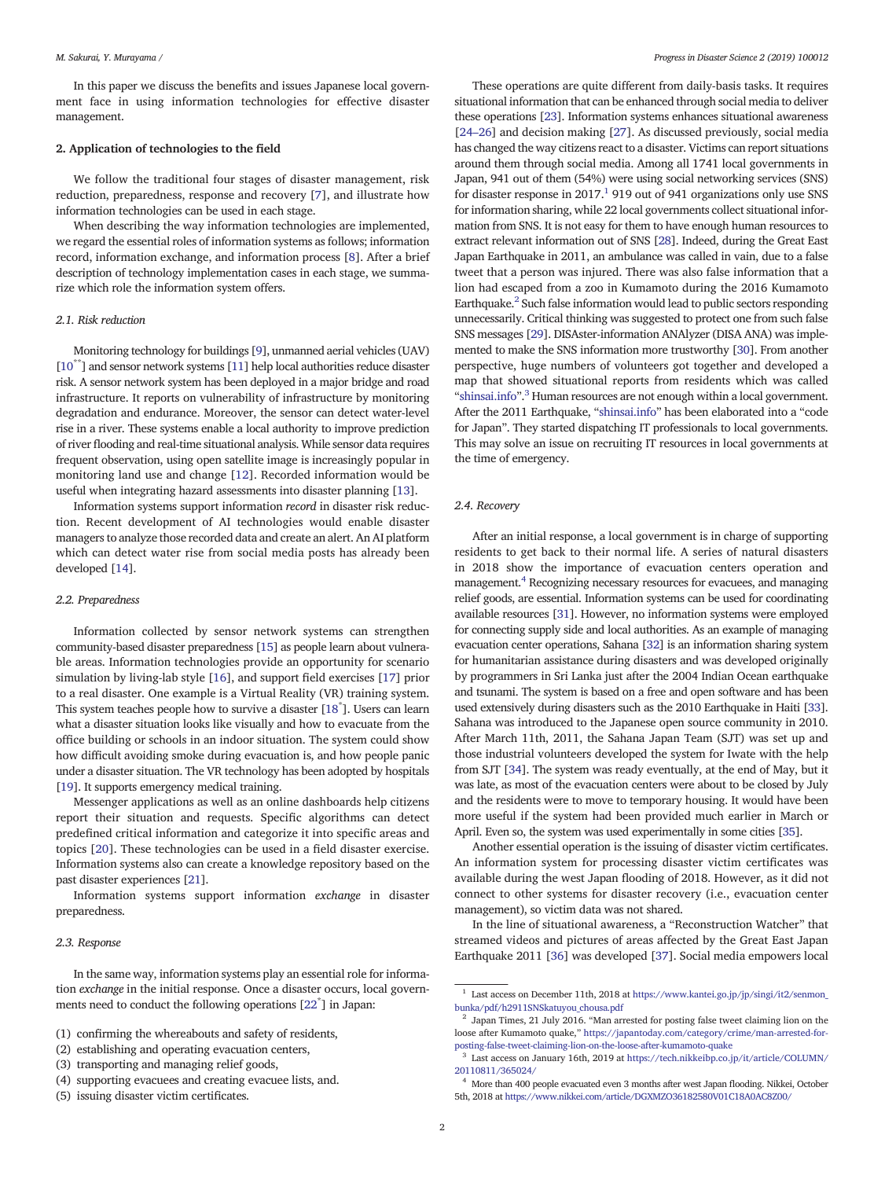In this paper we discuss the benefits and issues Japanese local government face in using information technologies for effective disaster management.

## 2. Application of technologies to the field

We follow the traditional four stages of disaster management, risk reduction, preparedness, response and recovery [7], and illustrate how information technologies can be used in each stage.

When describing the way information technologies are implemented, we regard the essential roles of information systems as follows; information record, information exchange, and information process [8]. After a brief description of technology implementation cases in each stage, we summarize which role the information system offers.

### 2.1. Risk reduction

Monitoring technology for buildings [9], unmanned aerial vehicles (UAV) [10**] and sensor network systems [11] help local authorities reduce disaster risk. A sensor network system has been deployed in a major bridge and road infrastructure. It reports on vulnerability of infrastructure by monitoring degradation and endurance. Moreover, the sensor can detect water-level rise in a river. These systems enable a local authority to improve prediction of river flooding and real-time situational analysis. While sensor data requires frequent observation, using open satellite image is increasingly popular in monitoring land use and change [12]. Recorded information would be useful when integrating hazard assessments into disaster planning [13].

Information systems support information *record* in disaster risk reduction. Recent development of AI technologies would enable disaster managers to analyze those recorded data and create an alert. An AI platform which can detect water rise from social media posts has already been developed [14].

### 2.2. Preparedness

Information collected by sensor network systems can strengthen community-based disaster preparedness [15] as people learn about vulnerable areas. Information technologies provide an opportunity for scenario simulation by living-lab style [16], and support field exercises [17] prior to a real disaster. One example is a Virtual Reality (VR) training system. This system teaches people how to survive a disaster [18*]. Users can learn what a disaster situation looks like visually and how to evacuate from the office building or schools in an indoor situation. The system could show how difficult avoiding smoke during evacuation is, and how people panic under a disaster situation. The VR technology has been adopted by hospitals [19]. It supports emergency medical training.

Messenger applications as well as an online dashboards help citizens report their situation and requests. Specific algorithms can detect predefined critical information and categorize it into specific areas and topics [20]. These technologies can be used in a field disaster exercise. Information systems also can create a knowledge repository based on the past disaster experiences [21].

Information systems support information *exchange* in disaster preparedness.

### 2.3. Response

In the same way, information systems play an essential role for information *exchange* in the initial response. Once a disaster occurs, local governments need to conduct the following operations [22*] in Japan:

(1) confirming the whereabouts and safety of residents,
(2) establishing and operating evacuation centers,
(3) transporting and managing relief goods,
(4) supporting evacuees and creating evacuee lists, and.
(5) issuing disaster victim certificates.

These operations are quite different from daily-basis tasks. It requires situational information that can be enhanced through social media to deliver these operations [23]. Information systems enhances situational awareness [24–26] and decision making [27]. As discussed previously, social media has changed the way citizens react to a disaster. Victims can report situations around them through social media. Among all 1741 local governments in Japan, 941 out of them (54%) were using social networking services (SNS) for disaster response in 2017.[1] 919 out of 941 organizations only use SNS for information sharing, while 22 local governments collect situational information from SNS. It is not easy for them to have enough human resources to extract relevant information out of SNS [28]. Indeed, during the Great East Japan Earthquake in 2011, an ambulance was called in vain, due to a false tweet that a person was injured. There was also false information that a lion had escaped from a zoo in Kumamoto during the 2016 Kumamoto Earthquake.[2] Such false information would lead to public sectors responding unnecessarily. Critical thinking was suggested to protect one from such false SNS messages [29]. DISAster-information ANAlyzer (DISA ANA) was implemented to make the SNS information more trustworthy [30]. From another perspective, huge numbers of volunteers got together and developed a map that showed situational reports from residents which was called "shinsai.info".[3] Human resources are not enough within a local government. After the 2011 Earthquake, "shinsai.info" has been elaborated into a "code for Japan". They started dispatching IT professionals to local governments. This may solve an issue on recruiting IT resources in local governments at the time of emergency.

### 2.4. Recovery

After an initial response, a local government is in charge of supporting residents to get back to their normal life. A series of natural disasters in 2018 show the importance of evacuation centers operation and management.[4] Recognizing necessary resources for evacuees, and managing relief goods, are essential. Information systems can be used for coordinating available resources [31]. However, no information systems were employed for connecting supply side and local authorities. As an example of managing evacuation center operations, Sahana [32] is an information sharing system for humanitarian assistance during disasters and was developed originally by programmers in Sri Lanka just after the 2004 Indian Ocean earthquake and tsunami. The system is based on a free and open software and has been used extensively during disasters such as the 2010 Earthquake in Haiti [33]. Sahana was introduced to the Japanese open source community in 2010. After March 11th, 2011, the Sahana Japan Team (SJT) was set up and those industrial volunteers developed the system for Iwate with the help from SJT [34]. The system was ready eventually, at the end of May, but it was late, as most of the evacuation centers were about to be closed by July and the residents were to move to temporary housing. It would have been more useful if the system had been provided much earlier in March or April. Even so, the system was used experimentally in some cities [35].

Another essential operation is the issuing of disaster victim certificates. An information system for processing disaster victim certificates was available during the west Japan flooding of 2018. However, as it did not connect to other systems for disaster recovery (i.e., evacuation center management), so victim data was not shared.

In the line of situational awareness, a "Reconstruction Watcher" that streamed videos and pictures of areas affected by the Great East Japan Earthquake 2011 [36] was developed [37]. Social media empowers local

---

[1] Last access on December 11th, 2018 at https://www.kantei.go.jp/jp/singi/it2/senmon_bunka/pdf/h2911SNSkatuyou_chousa.pdf

[2] Japan Times, 21 July 2016. "Man arrested for posting false tweet claiming lion on the loose after Kumamoto quake," https://japantoday.com/category/crime/man-arrested-for-posting-false-tweet-claiming-lion-on-the-loose-after-kumamoto-quake

[3] Last access on January 16th, 2019 at https://tech.nikkeibp.co.jp/it/article/COLUMN/20110811/365024/

[4] More than 400 people evacuated even 3 months after west Japan flooding. Nikkei, October 5th, 2018 at https://www.nikkei.com/article/DGXMZO36182580V01C18A0AC8Z00/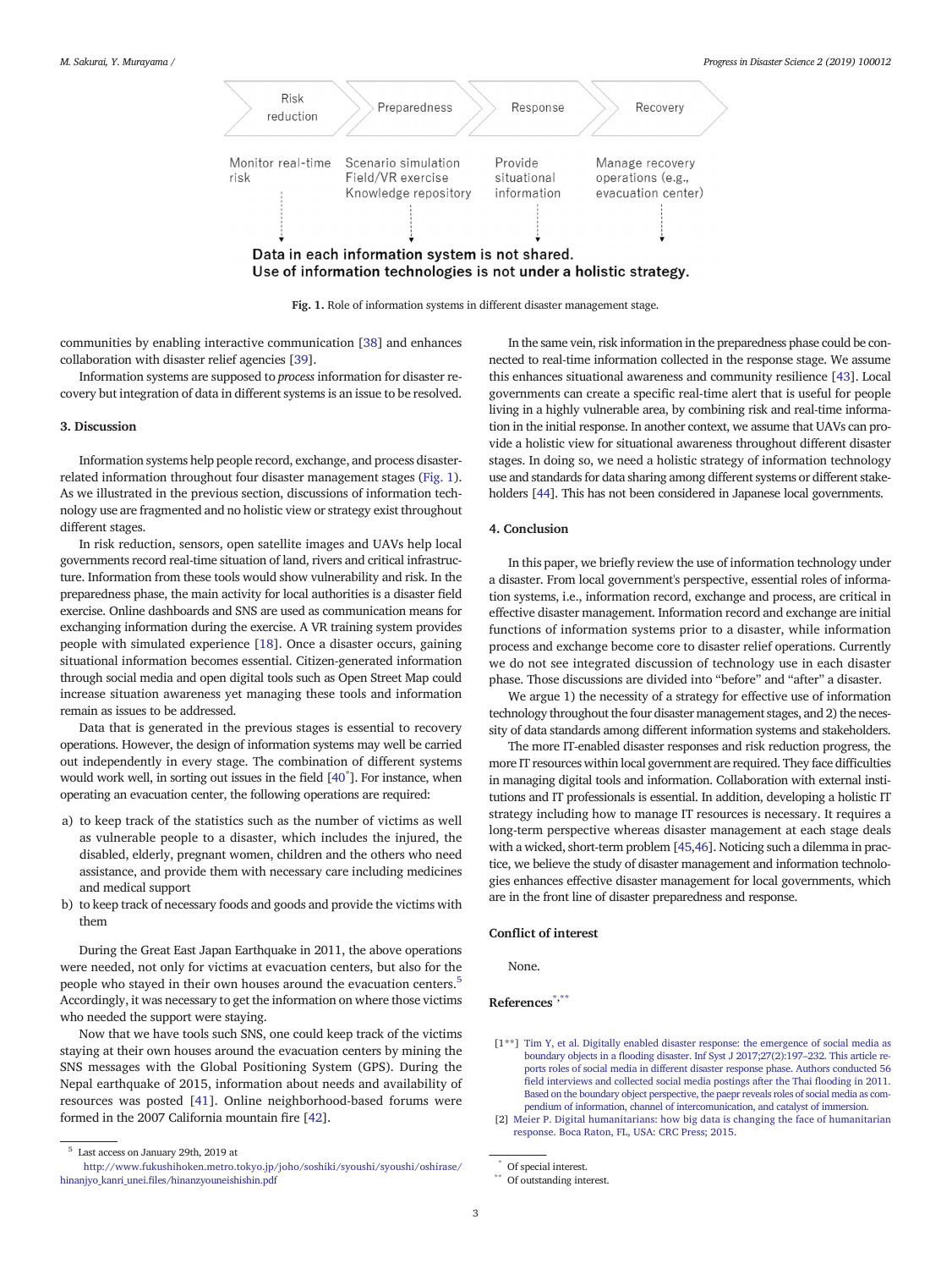Risk reduction

Preparedness

Response

Recovery

Monitor real-time risk

Scenario simulation
Field/VR exercise
Knowledge repository

Provide situational information

Manage recovery operations (e.g., evacuation center)

Data in each information system is not shared.
Use of information technologies is not under a holistic strategy.

**Fig. 1.** Role of information systems in different disaster management stage.

communities by enabling interactive communication [38] and enhances collaboration with disaster relief agencies [39].

Information systems are supposed to *process* information for disaster recovery but integration of data in different systems is an issue to be resolved.

## 3. Discussion

Information systems help people record, exchange, and process disaster-related information throughout four disaster management stages (Fig. 1). As we illustrated in the previous section, discussions of information technology use are fragmented and no holistic view or strategy exist throughout different stages.

In risk reduction, sensors, open satellite images and UAVs help local governments record real-time situation of land, rivers and critical infrastructure. Information from these tools would show vulnerability and risk. In the preparedness phase, the main activity for local authorities is a disaster field exercise. Online dashboards and SNS are used as communication means for exchanging information during the exercise. A VR training system provides people with simulated experience [18]. Once a disaster occurs, gaining situational information becomes essential. Citizen-generated information through social media and open digital tools such as Open Street Map could increase situation awareness yet managing these tools and information remain as issues to be addressed.

Data that is generated in the previous stages is essential to recovery operations. However, the design of information systems may well be carried out independently in every stage. The combination of different systems would work well, in sorting out issues in the field [40*]. For instance, when operating an evacuation center, the following operations are required:

a) to keep track of the statistics such as the number of victims as well as vulnerable people to a disaster, which includes the injured, the disabled, elderly, pregnant women, children and the others who need assistance, and provide them with necessary care including medicines and medical support
b) to keep track of necessary foods and goods and provide the victims with them

During the Great East Japan Earthquake in 2011, the above operations were needed, not only for victims at evacuation centers, but also for the people who stayed in their own houses around the evacuation centers.[5] Accordingly, it was necessary to get the information on where those victims who needed the support were staying.

Now that we have tools such SNS, one could keep track of the victims staying at their own houses around the evacuation centers by mining the SNS messages with the Global Positioning System (GPS). During the Nepal earthquake of 2015, information about needs and availability of resources was posted [41]. Online neighborhood-based forums were formed in the 2007 California mountain fire [42].

In the same vein, risk information in the preparedness phase could be connected to real-time information collected in the response stage. We assume this enhances situational awareness and community resilience [43]. Local governments can create a specific real-time alert that is useful for people living in a highly vulnerable area, by combining risk and real-time information in the initial response. In another context, we assume that UAVs can provide a holistic view for situational awareness throughout different disaster stages. In doing so, we need a holistic strategy of information technology use and standards for data sharing among different systems or different stakeholders [44]. This has not been considered in Japanese local governments.

## 4. Conclusion

In this paper, we briefly review the use of information technology under a disaster. From local government's perspective, essential roles of information systems, i.e., information record, exchange and process, are critical in effective disaster management. Information record and exchange are initial functions of information systems prior to a disaster, while information process and exchange become core to disaster relief operations. Currently we do not see integrated discussion of technology use in each disaster phase. Those discussions are divided into "before" and "after" a disaster.

We argue 1) the necessity of a strategy for effective use of information technology throughout the four disaster management stages, and 2) the necessity of data standards among different information systems and stakeholders.

The more IT-enabled disaster responses and risk reduction progress, the more IT resources within local government are required. They face difficulties in managing digital tools and information. Collaboration with external institutions and IT professionals is essential. In addition, developing a holistic IT strategy including how to manage IT resources is necessary. It requires a long-term perspective whereas disaster management at each stage deals with a wicked, short-term problem [45,46]. Noticing such a dilemma in practice, we believe the study of disaster management and information technologies enhances effective disaster management for local governments, which are in the front line of disaster preparedness and response.

## Conflict of interest

None.

## References[*,**]

[1**] Tim Y, et al. Digitally enabled disaster response: the emergence of social media as boundary objects in a flooding disaster. Inf Syst J 2017;27(2):197–232. This article reports roles of social media in different disaster response phase. Authors conducted 56 field interviews and collected social media postings after the Thai flooding in 2011. Based on the boundary object perspective, the paepr reveals roles of social media as compendium of information, channel of intercomunication, and catalyst of immersion.

[2] Meier P. Digital humanitarians: how big data is changing the face of humanitarian response. Boca Raton, FL, USA: CRC Press; 2015.

[5] Last access on January 29th, 2019 at http://www.fukushihoken.metro.tokyo.jp/joho/soshiki/syoushi/syoushi/oshirase/hinanjyo_kanri_unei.files/hinanzyouneishishin.pdf

\* Of special interest.
\** Of outstanding interest.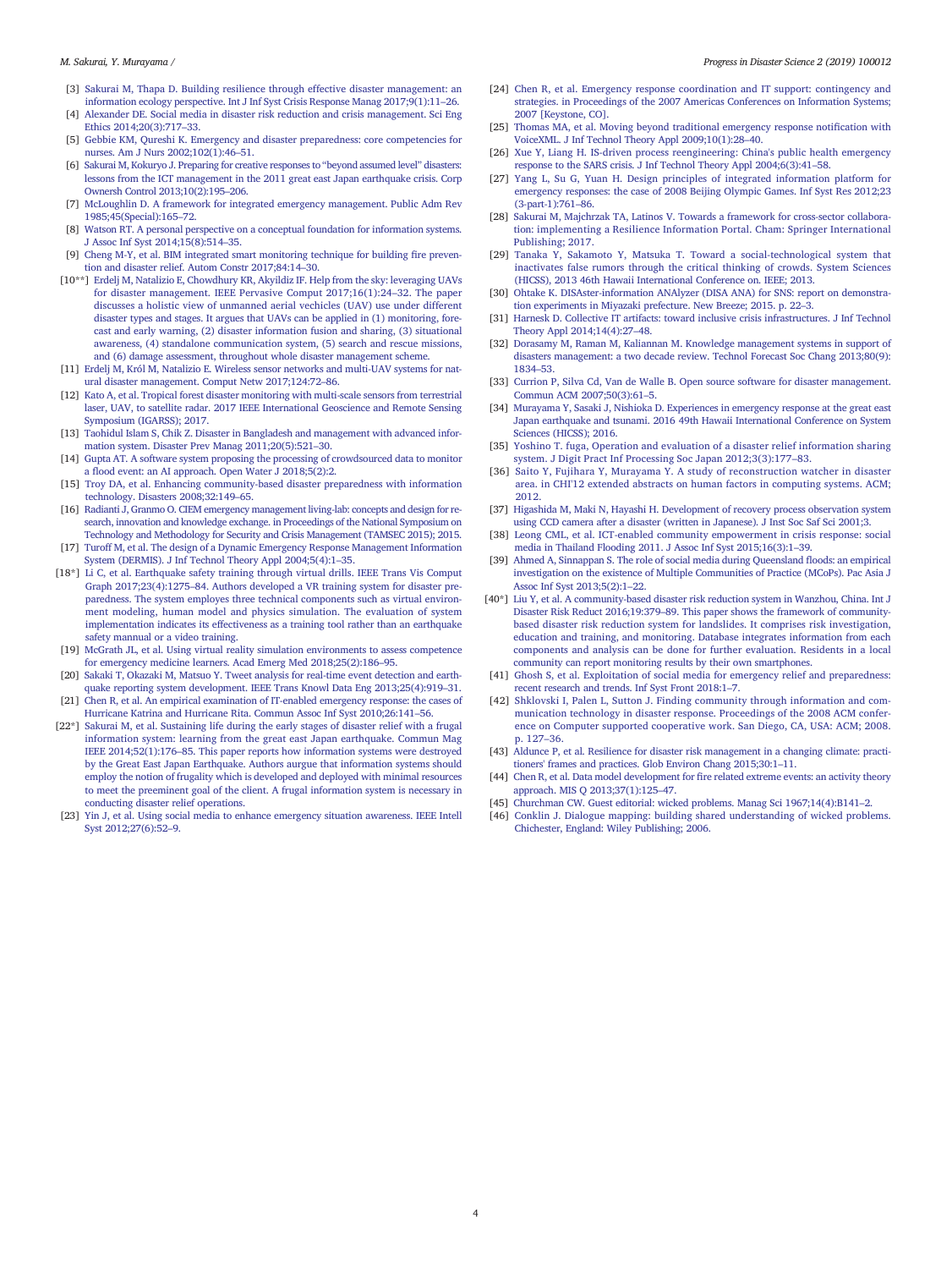[3] Sakurai M, Thapa D. Building resilience through effective disaster management: an information ecology perspective. Int J Inf Syst Crisis Response Manag 2017;9(1):11–26.

[4] Alexander DE. Social media in disaster risk reduction and crisis management. Sci Eng Ethics 2014;20(3):717–33.

[5] Gebbie KM, Qureshi K. Emergency and disaster preparedness: core competencies for nurses. Am J Nurs 2002;102(1):46–51.

[6] Sakurai M, Kokuryo J. Preparing for creative responses to "beyond assumed level" disasters: lessons from the ICT management in the 2011 great east Japan earthquake crisis. Corp Ownersh Control 2013;10(2):195–206.

[7] McLoughlin D. A framework for integrated emergency management. Public Adm Rev 1985;45(Special):165–72.

[8] Watson RT. A personal perspective on a conceptual foundation for information systems. J Assoc Inf Syst 2014;15(8):514–35.

[9] Cheng M-Y, et al. BIM integrated smart monitoring technique for building fire prevention and disaster relief. Autom Constr 2017;84:14–30.

[10**] Erdelj M, Natalizio E, Chowdhury KR, Akyildiz IF. Help from the sky: leveraging UAVs for disaster management. IEEE Pervasive Comput 2017;16(1):24–32. The paper discusses a holistic view of unmanned aerial vechicles (UAV) use under different disaster types and stages. It argues that UAVs can be applied in (1) monitoring, forecast and early warning, (2) disaster information fusion and sharing, (3) situational awareness, (4) standalone communication system, (5) search and rescue missions, and (6) damage assessment, throughout whole disaster management scheme.

[11] Erdelj M, Król M, Natalizio E. Wireless sensor networks and multi-UAV systems for natural disaster management. Comput Netw 2017;124:72–86.

[12] Kato A, et al. Tropical forest disaster monitoring with multi-scale sensors from terrestrial laser, UAV, to satellite radar. 2017 IEEE International Geoscience and Remote Sensing Symposium (IGARSS); 2017.

[13] Taohidul Islam S, Chik Z. Disaster in Bangladesh and management with advanced information system. Disaster Prev Manag 2011;20(5):521–30.

[14] Gupta AT. A software system proposing the processing of crowdsourced data to monitor a flood event: an AI approach. Open Water J 2018;5(2):2.

[15] Troy DA, et al. Enhancing community-based disaster preparedness with information technology. Disasters 2008;32:149–65.

[16] Radianti J, Granmo O. CIEM emergency management living-lab: concepts and design for research, innovation and knowledge exchange. in Proceedings of the National Symposium on Technology and Methodology for Security and Crisis Management (TAMSEC 2015); 2015.

[17] Turoff M, et al. The design of a Dynamic Emergency Response Management Information System (DERMIS). J Inf Technol Theory Appl 2004;5(4):1–35.

[18*] Li C, et al. Earthquake safety training through virtual drills. IEEE Trans Vis Comput Graph 2017;23(4):1275–84. Authors developed a VR training system for disaster preparedness. The system employes three technical components such as virtual environment modeling, human model and physics simulation. The evaluation of system implementation indicates its effectiveness as a training tool rather than an earthquake safety manual or a video training.

[19] McGrath JL, et al. Using virtual reality simulation environments to assess competence for emergency medicine learners. Acad Emerg Med 2018;25(2):186–95.

[20] Sakaki T, Okazaki M, Matsuo Y. Tweet analysis for real-time event detection and earthquake reporting system development. IEEE Trans Knowl Data Eng 2013;25(4):919–31.

[21] Chen R, et al. An empirical examination of IT-enabled emergency response: the cases of Hurricane Katrina and Hurricane Rita. Commun Assoc Inf Syst 2010;26:141–56.

[22*] Sakurai M, et al. Sustaining life during the early stages of disaster relief with a frugal information system: learning from the great east Japan earthquake. Commun Mag IEEE 2014;52(1):176–85. This paper reports how information systems were destroyed by the Great East Japan Earthquake. Authors aurgue that information systems should employ the notion of frugality which is developed and deployed with minimal resources to meet the preeminent goal of the client. A frugal information system is necessary in conducting disaster relief operations.

[23] Yin J, et al. Using social media to enhance emergency situation awareness. IEEE Intell Syst 2012;27(6):52–9.

[24] Chen R, et al. Emergency response coordination and IT support: contingency and strategies. in Proceedings of the 2007 Americas Conferences on Information Systems; 2007 [Keystone, CO].

[25] Thomas MA, et al. Moving beyond traditional emergency response notification with VoiceXML. J Inf Technol Theory Appl 2009;10(1):28–40.

[26] Xue Y, Liang H. IS-driven process reengineering: China's public health emergency response to the SARS crisis. J Inf Technol Theory Appl 2004;6(3):41–58.

[27] Yang L, Su G, Yuan H. Design principles of integrated information platform for emergency responses: the case of 2008 Beijing Olympic Games. Inf Syst Res 2012;23 (3-part-1):761–86.

[28] Sakurai M, Majchrzak TA, Latinos V. Towards a framework for cross-sector collaboration: implementing a Resilience Information Portal. Cham: Springer International Publishing; 2017.

[29] Tanaka Y, Sakamoto Y, Matsuka T. Toward a social-technological system that inactivates false rumors through the critical thinking of crowds. System Sciences (HICSS), 2013 46th Hawaii International Conference on. IEEE; 2013.

[30] Ohtake K. DISAster-information ANAlyzer (DISA ANA) for SNS: report on demonstration experiments in Miyazaki prefecture. New Breeze; 2015. p. 22–3.

[31] Harnesk D. Collective IT artifacts: toward inclusive crisis infrastructures. J Inf Technol Theory Appl 2014;14(4):27–48.

[32] Dorasamy M, Raman M, Kaliannan M. Knowledge management systems in support of disasters management: a two decade review. Technol Forecast Soc Chang 2013;80(9): 1834–53.

[33] Currion P, Silva Cd, Van de Walle B. Open source software for disaster management. Commun ACM 2007;50(3):61–5.

[34] Murayama Y, Sasaki J, Nishioka D. Experiences in emergency response at the great east Japan earthquake and tsunami. 2016 49th Hawaii International Conference on System Sciences (HICSS); 2016.

[35] Yoshino T. fuga, Operation and evaluation of a disaster relief information sharing system. J Digit Pract Inf Processing Soc Japan 2012;3(3):177–83.

[36] Saito Y, Fujihara Y, Murayama Y. A study of reconstruction watcher in disaster area. in CHI'12 extended abstracts on human factors in computing systems. ACM; 2012.

[37] Higashida M, Maki N, Hayashi H. Development of recovery process observation system using CCD camera after a disaster (written in Japanese). J Inst Soc Saf Sci 2001;3.

[38] Leong CML, et al. ICT-enabled community empowerment in crisis response: social media in Thailand Flooding 2011. J Assoc Inf Syst 2015;16(3):1–39.

[39] Ahmed A, Sinnappan S. The role of social media during Queensland floods: an empirical investigation on the existence of Multiple Communities of Practice (MCoPs). Pac Asia J Assoc Inf Syst 2013;5(2):1–22.

[40*] Liu Y, et al. A community-based disaster risk reduction system in Wanzhou, China. Int J Disaster Risk Reduct 2016;19:379–89. This paper shows the framework of community-based disaster risk reduction system for landslides. It comprises risk investigation, education and training, and monitoring. Database integrates information from each components and analysis can be done for further evaluation. Residents in a local community can report monitoring results by their own smartphones.

[41] Ghosh S, et al. Exploitation of social media for emergency relief and preparedness: recent research and trends. Inf Syst Front 2018:1–7.

[42] Shklovski I, Palen L, Sutton J. Finding community through information and communication technology in disaster response. Proceedings of the 2008 ACM conference on Computer supported cooperative work. San Diego, CA, USA: ACM; 2008. p. 127–36.

[43] Aldunce P, et al. Resilience for disaster risk management in a changing climate: practitioners' frames and practices. Glob Environ Chang 2015;30:1–11.

[44] Chen R, et al. Data model development for fire related extreme events: an activity theory approach. MIS Q 2013;37(1):125–47.

[45] Churchman CW. Guest editorial: wicked problems. Manag Sci 1967;14(4):B141–2.

[46] Conklin J. Dialogue mapping: building shared understanding of wicked problems. Chichester, England: Wiley Publishing; 2006.